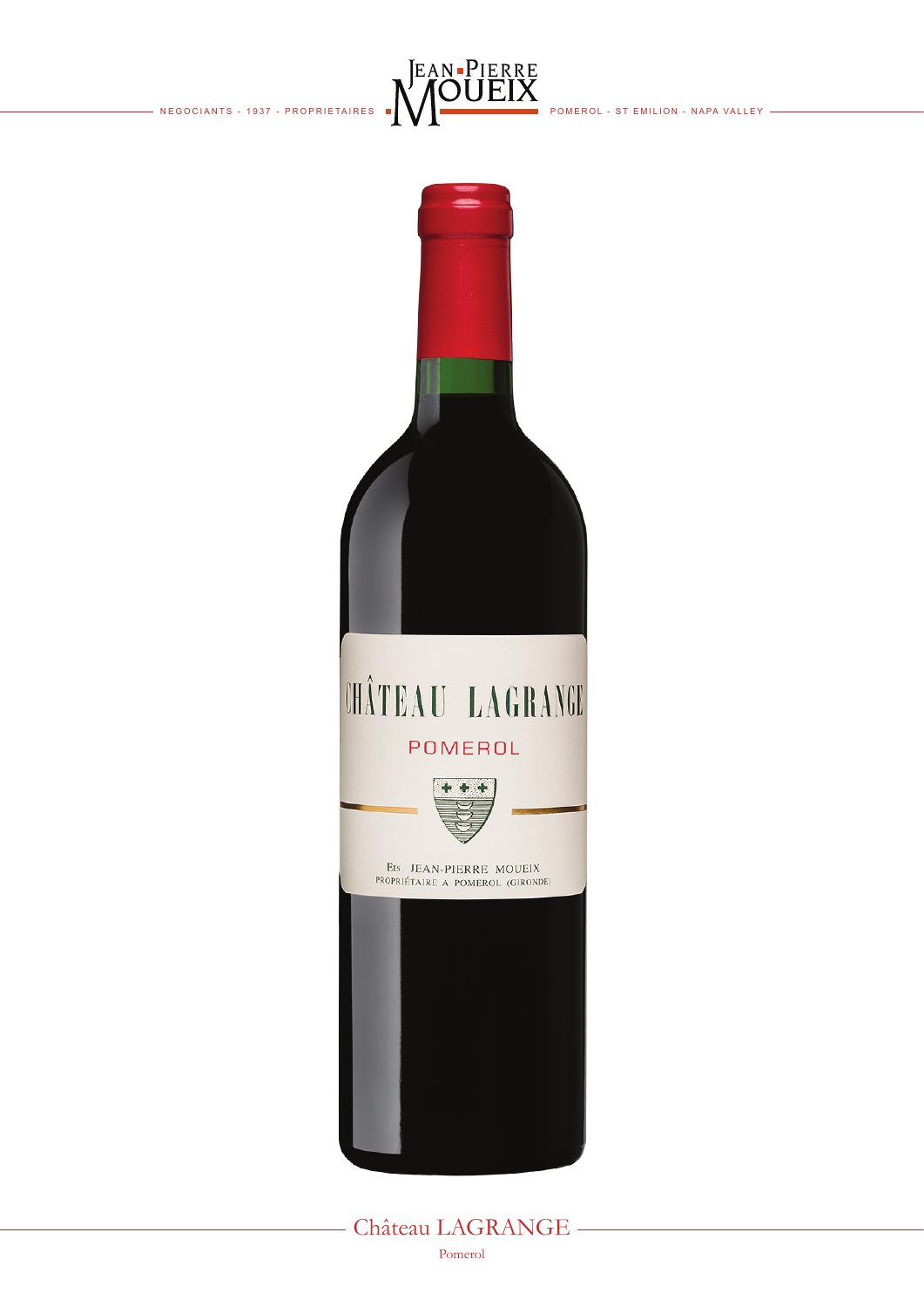NEGOCIANTS - 1937 - PROPRIETAIRES

JEAN-PIERRE MOUEIX

POMEROL - ST EMILION - NAPA VALLEY

# Château LAGRANGE

Pomerol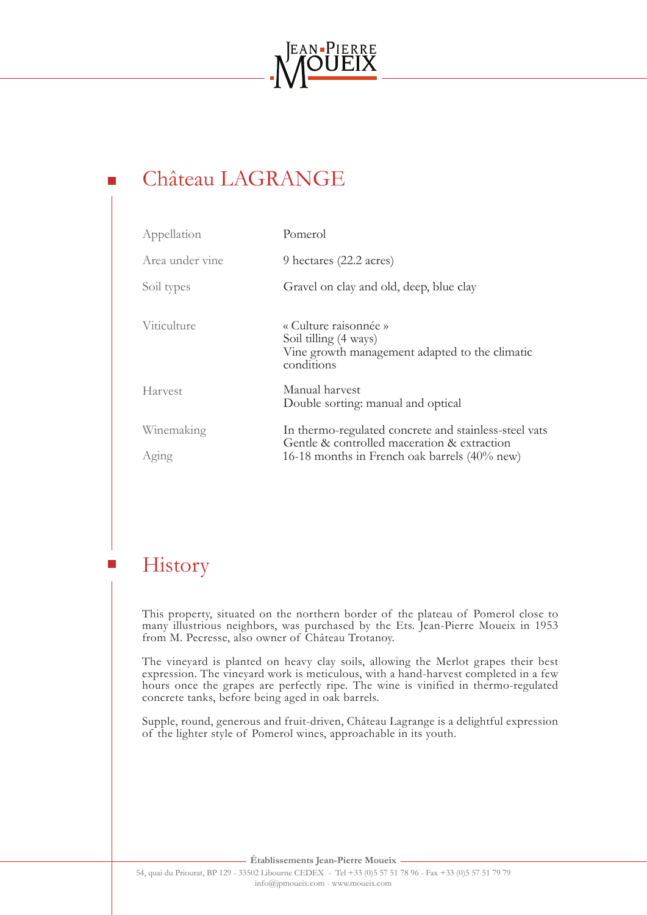# Château LAGRANGE

| | |
|---|---|
| Appellation | Pomerol |
| Area under vine | 9 hectares (22.2 acres) |
| Soil types | Gravel on clay and old, deep, blue clay |
| Viticulture | « Culture raisonnée »<br>Soil tilling (4 ways)<br>Vine growth management adapted to the climatic conditions |
| Harvest | Manual harvest<br>Double sorting: manual and optical |
| Winemaking | In thermo-regulated concrete and stainless-steel vats<br>Gentle & controlled maceration & extraction |
| Aging | 16-18 months in French oak barrels (40% new) |

# History

This property, situated on the northern border of the plateau of Pomerol close to many illustrious neighbors, was purchased by the Ets. Jean-Pierre Moueix in 1953 from M. Pecresse, also owner of Château Trotanoy.

The vineyard is planted on heavy clay soils, allowing the Merlot grapes their best expression. The vineyard work is meticulous, with a hand-harvest completed in a few hours once the grapes are perfectly ripe. The wine is vinified in thermo-regulated concrete tanks, before being aged in oak barrels.

Supple, round, generous and fruit-driven, Château Lagrange is a delightful expression of the lighter style of Pomerol wines, approachable in its youth.

**Établissements Jean-Pierre Moueix**

54, quai du Priourat, BP 129 - 33502 Libourne CEDEX - Tel +33 (0)5 57 51 78 96 - Fax +33 (0)5 57 51 79 79
info@jpmoueix.com - www.moueix.com